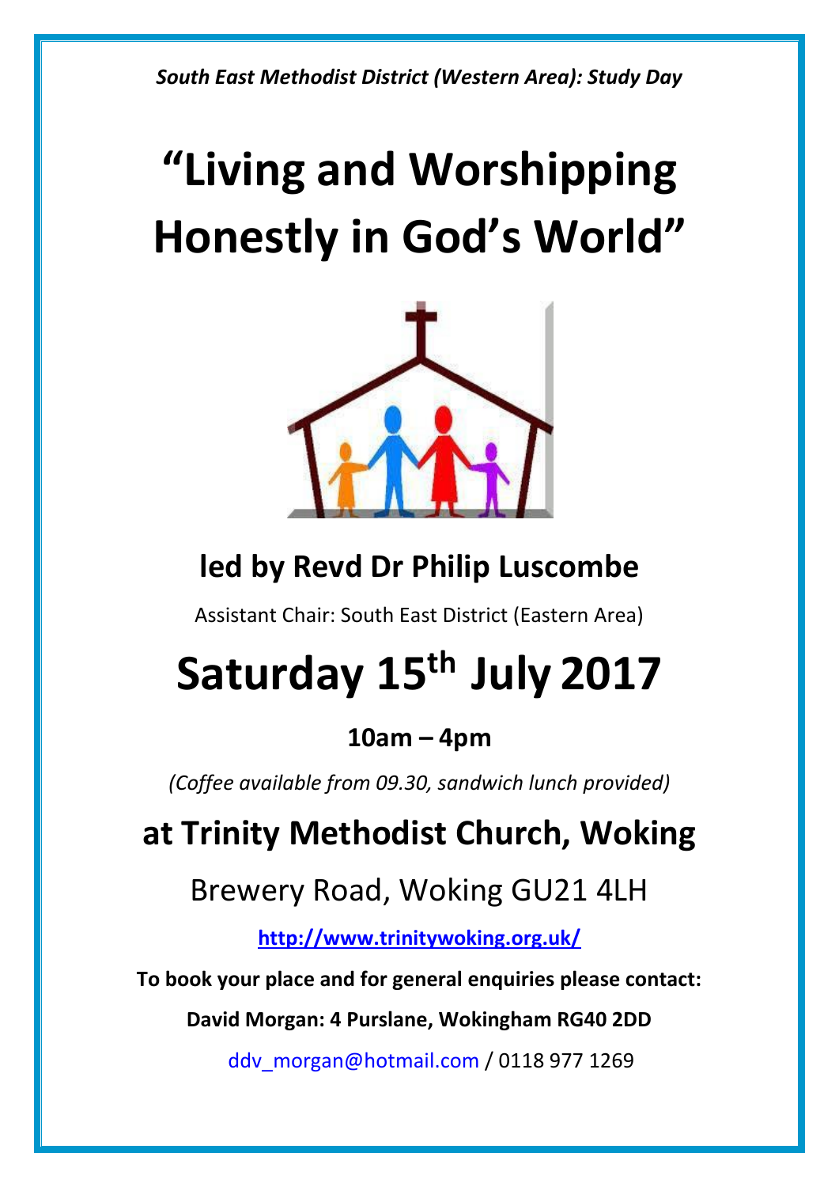*South East Methodist District (Western Area): Study Day*

# "Living and Worshipping Honestly in God's World"

## led by Revd Dr Philip Luscombe

Assistant Chair: South East District (Eastern Area)

# Saturday 15th July 2017

### 10am – 4pm

*(Coffee available from 09.30, sandwich lunch provided)*

## at Trinity Methodist Church, Woking

Brewery Road, Woking GU21 4LH

**http://www.trinitywoking.org.uk/**

**To book your place and for general enquiries please contact:**

**David Morgan: 4 Purslane, Wokingham RG40 2DD**

ddv_morgan@hotmail.com / 0118 977 1269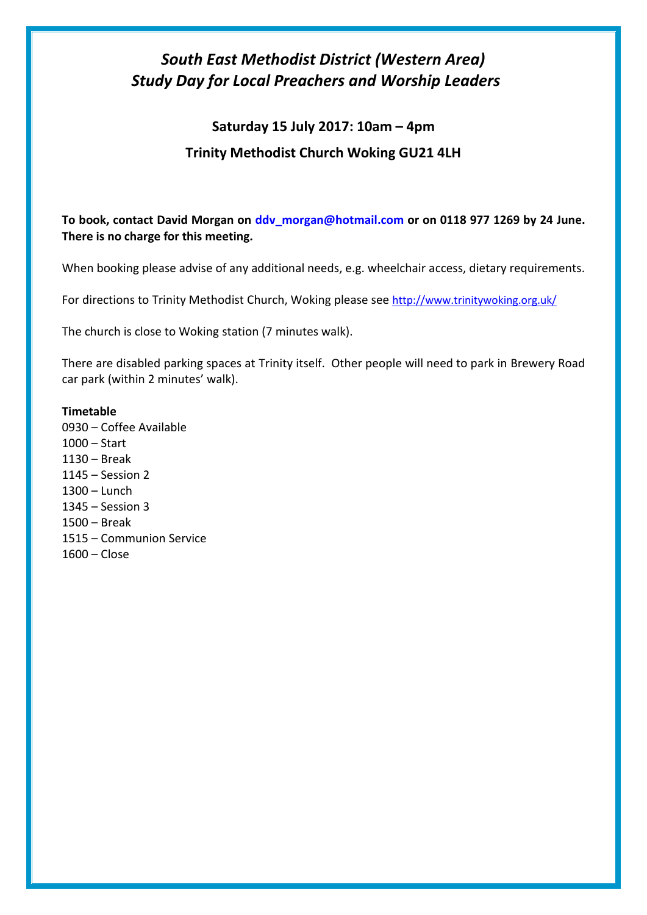# *South East Methodist District (Western Area)*
# *Study Day for Local Preachers and Worship Leaders*

## Saturday 15 July 2017: 10am – 4pm

## Trinity Methodist Church Woking GU21 4LH

**To book, contact David Morgan on ddv_morgan@hotmail.com or on 0118 977 1269 by 24 June. There is no charge for this meeting.**

When booking please advise of any additional needs, e.g. wheelchair access, dietary requirements.

For directions to Trinity Methodist Church, Woking please see http://www.trinitywoking.org.uk/

The church is close to Woking station (7 minutes walk).

There are disabled parking spaces at Trinity itself. Other people will need to park in Brewery Road car park (within 2 minutes' walk).

**Timetable**
0930 – Coffee Available
1000 – Start
1130 – Break
1145 – Session 2
1300 – Lunch
1345 – Session 3
1500 – Break
1515 – Communion Service
1600 – Close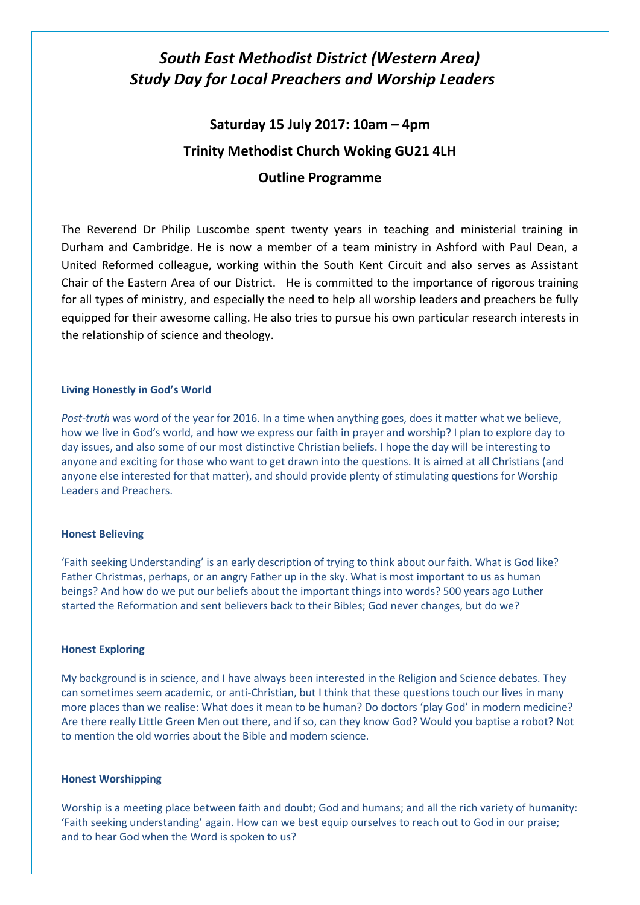# *South East Methodist District (Western Area)*
# *Study Day for Local Preachers and Worship Leaders*

## Saturday 15 July 2017: 10am – 4pm

## Trinity Methodist Church Woking GU21 4LH

## Outline Programme

The Reverend Dr Philip Luscombe spent twenty years in teaching and ministerial training in Durham and Cambridge. He is now a member of a team ministry in Ashford with Paul Dean, a United Reformed colleague, working within the South Kent Circuit and also serves as Assistant Chair of the Eastern Area of our District. He is committed to the importance of rigorous training for all types of ministry, and especially the need to help all worship leaders and preachers be fully equipped for their awesome calling. He also tries to pursue his own particular research interests in the relationship of science and theology.

### Living Honestly in God's World

*Post-truth* was word of the year for 2016. In a time when anything goes, does it matter what we believe, how we live in God's world, and how we express our faith in prayer and worship? I plan to explore day to day issues, and also some of our most distinctive Christian beliefs. I hope the day will be interesting to anyone and exciting for those who want to get drawn into the questions. It is aimed at all Christians (and anyone else interested for that matter), and should provide plenty of stimulating questions for Worship Leaders and Preachers.

### Honest Believing

'Faith seeking Understanding' is an early description of trying to think about our faith. What is God like? Father Christmas, perhaps, or an angry Father up in the sky. What is most important to us as human beings? And how do we put our beliefs about the important things into words? 500 years ago Luther started the Reformation and sent believers back to their Bibles; God never changes, but do we?

### Honest Exploring

My background is in science, and I have always been interested in the Religion and Science debates. They can sometimes seem academic, or anti-Christian, but I think that these questions touch our lives in many more places than we realise: What does it mean to be human? Do doctors 'play God' in modern medicine? Are there really Little Green Men out there, and if so, can they know God? Would you baptise a robot? Not to mention the old worries about the Bible and modern science.

### Honest Worshipping

Worship is a meeting place between faith and doubt; God and humans; and all the rich variety of humanity: 'Faith seeking understanding' again. How can we best equip ourselves to reach out to God in our praise; and to hear God when the Word is spoken to us?